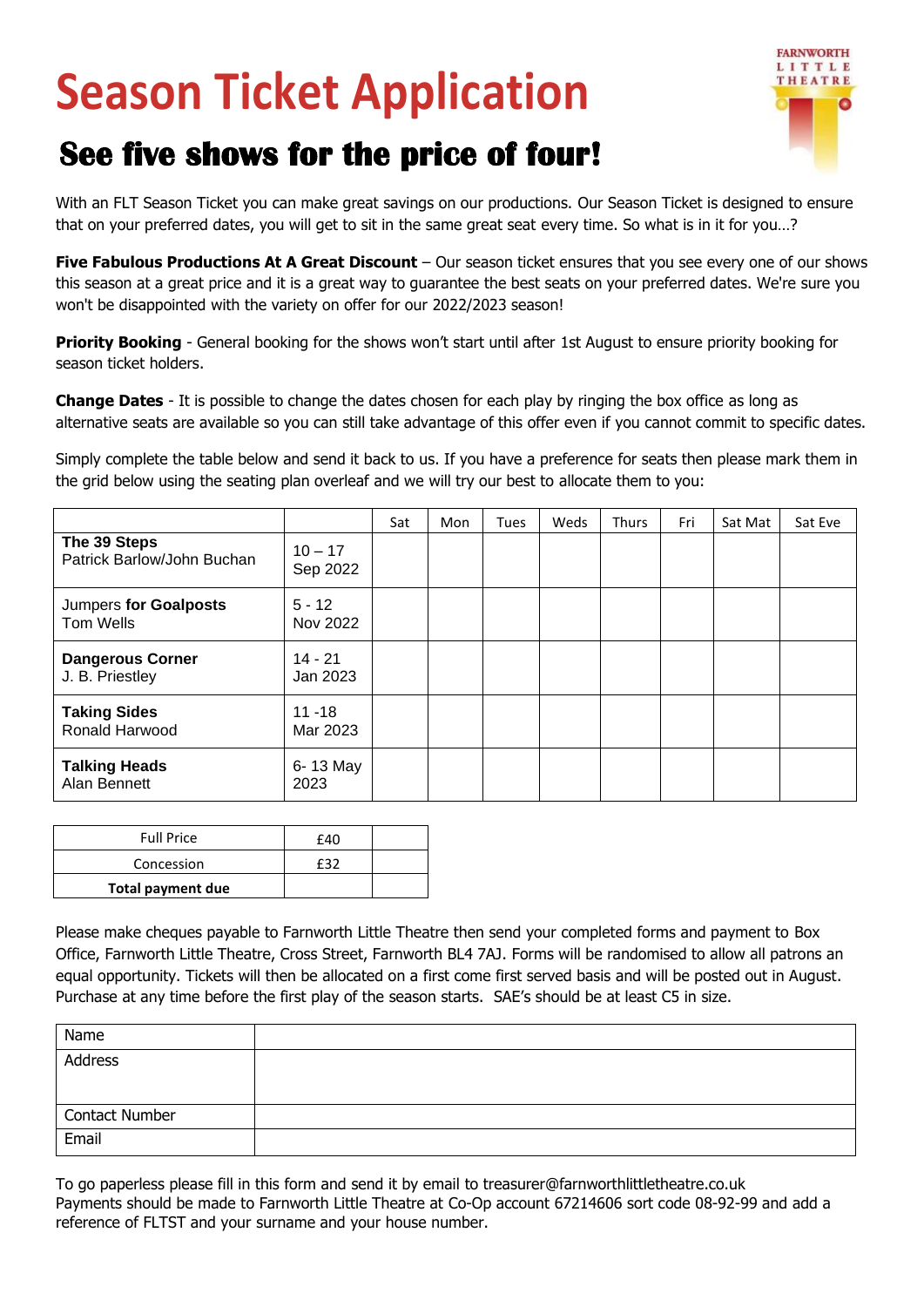# Season Ticket Application

## See five shows for the price of four!

With an FLT Season Ticket you can make great savings on our productions. Our Season Ticket is designed to ensure that on your preferred dates, you will get to sit in the same great seat every time. So what is in it for you…?

**Five Fabulous Productions At A Great Discount** – Our season ticket ensures that you see every one of our shows this season at a great price and it is a great way to guarantee the best seats on your preferred dates. We're sure you won't be disappointed with the variety on offer for our 2022/2023 season!

**Priority Booking** - General booking for the shows won't start until after 1st August to ensure priority booking for season ticket holders.

**Change Dates** - It is possible to change the dates chosen for each play by ringing the box office as long as alternative seats are available so you can still take advantage of this offer even if you cannot commit to specific dates.

Simply complete the table below and send it back to us. If you have a preference for seats then please mark them in the grid below using the seating plan overleaf and we will try our best to allocate them to you:

| | | Sat | Mon | Tues | Weds | Thurs | Fri | Sat Mat | Sat Eve |
|---|---|---|---|---|---|---|---|---|---|
| **The 39 Steps** Patrick Barlow/John Buchan | 10 – 17 Sep 2022 | | | | | | | | |
| Jumpers **for Goalposts** Tom Wells | 5 - 12 Nov 2022 | | | | | | | | |
| **Dangerous Corner** J. B. Priestley | 14 - 21 Jan 2023 | | | | | | | | |
| **Taking Sides** Ronald Harwood | 11 -18 Mar 2023 | | | | | | | | |
| **Talking Heads** Alan Bennett | 6- 13 May 2023 | | | | | | | | |

| | | |
|---|---|---|
| Full Price | £40 | |
| Concession | £32 | |
| **Total payment due** | | |

Please make cheques payable to Farnworth Little Theatre then send your completed forms and payment to Box Office, Farnworth Little Theatre, Cross Street, Farnworth BL4 7AJ. Forms will be randomised to allow all patrons an equal opportunity. Tickets will then be allocated on a first come first served basis and will be posted out in August. Purchase at any time before the first play of the season starts. SAE's should be at least C5 in size.

| | |
|---|---|
| Name | |
| Address | |
| Contact Number | |
| Email | |

To go paperless please fill in this form and send it by email to treasurer@farnworthlittletheatre.co.uk
Payments should be made to Farnworth Little Theatre at Co-Op account 67214606 sort code 08-92-99 and add a reference of FLTST and your surname and your house number.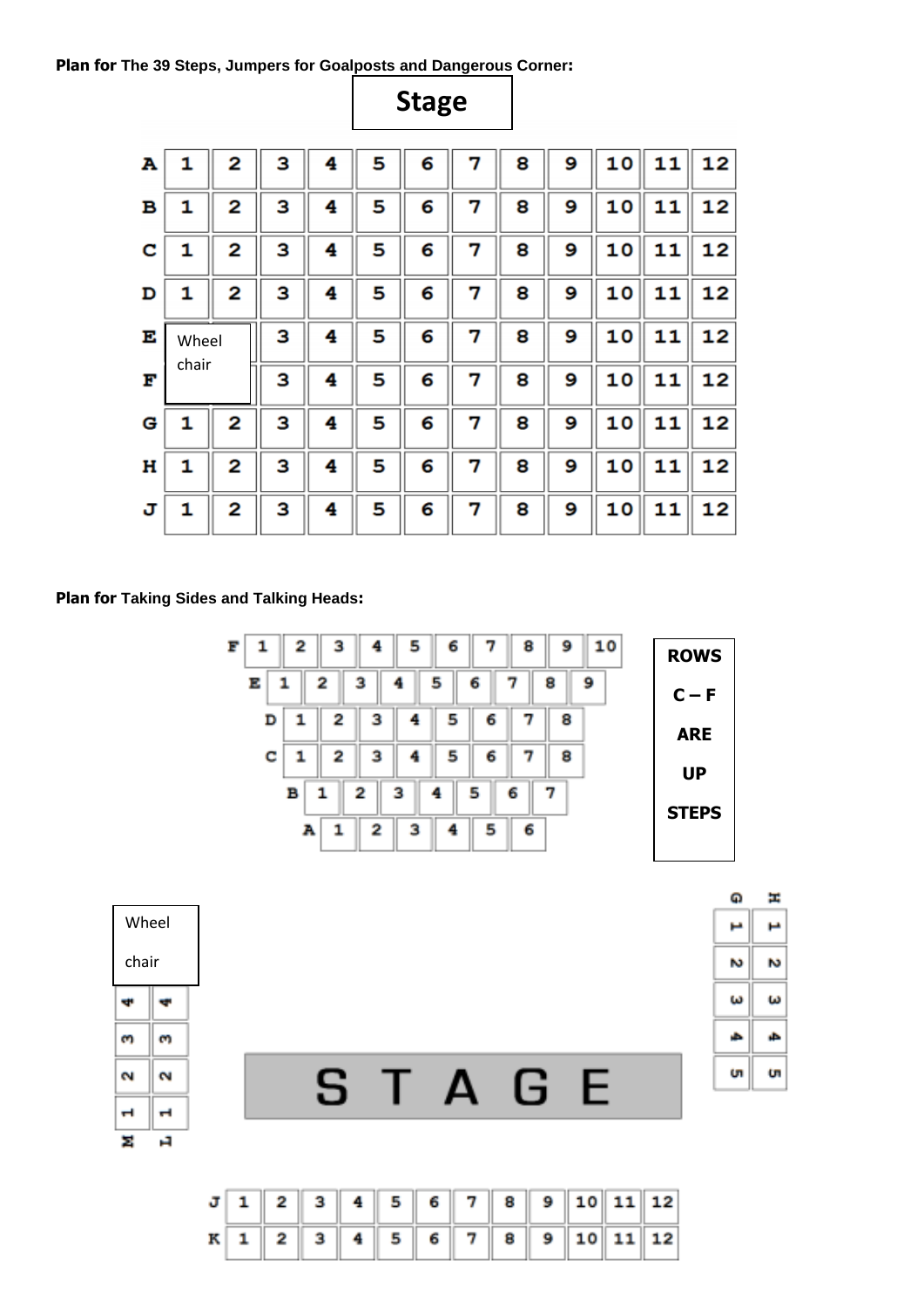**Plan for** The 39 Steps, Jumpers for Goalposts and Dangerous Corner**:**

Stage

| | | | | | | | | | | | | |
|---|---|---|---|---|---|---|---|---|---|---|---|---|
| A | 1 | 2 | 3 | 4 | 5 | 6 | 7 | 8 | 9 | 10 | 11 | 12 |
| B | 1 | 2 | 3 | 4 | 5 | 6 | 7 | 8 | 9 | 10 | 11 | 12 |
| C | 1 | 2 | 3 | 4 | 5 | 6 | 7 | 8 | 9 | 10 | 11 | 12 |
| D | 1 | 2 | 3 | 4 | 5 | 6 | 7 | 8 | 9 | 10 | 11 | 12 |
| E | Wheel chair | | 3 | 4 | 5 | 6 | 7 | 8 | 9 | 10 | 11 | 12 |
| F | | | 3 | 4 | 5 | 6 | 7 | 8 | 9 | 10 | 11 | 12 |
| G | 1 | 2 | 3 | 4 | 5 | 6 | 7 | 8 | 9 | 10 | 11 | 12 |
| H | 1 | 2 | 3 | 4 | 5 | 6 | 7 | 8 | 9 | 10 | 11 | 12 |
| J | 1 | 2 | 3 | 4 | 5 | 6 | 7 | 8 | 9 | 10 | 11 | 12 |

**Plan for** Taking Sides and Talking Heads**:**

| | | | | | | | | | | |
|---|---|---|---|---|---|---|---|---|---|---|
| F | 1 | 2 | 3 | 4 | 5 | 6 | 7 | 8 | 9 | 10 |
| E | 1 | 2 | 3 | 4 | 5 | 6 | 7 | 8 | 9 | |
| D | 1 | 2 | 3 | 4 | 5 | 6 | 7 | 8 | | |
| C | 1 | 2 | 3 | 4 | 5 | 6 | 7 | 8 | | |
| B | 1 | 2 | 3 | 4 | 5 | 6 | 7 | | | |
| A | 1 | 2 | 3 | 4 | 5 | 6 | | | | |

**ROWS C – F ARE UP STEPS**

Wheel chair

| | | |
|---|---|---|
| | M | L |
| | 4 | 4 |
| | 3 | 3 |
| | 2 | 2 |
| | 1 | 1 |

STAGE

| | | |
|---|---|---|
| | G | H |
| | 1 | 1 |
| | 2 | 2 |
| | 3 | 3 |
| | 4 | 4 |
| | 5 | 5 |

| | | | | | | | | | | | | |
|---|---|---|---|---|---|---|---|---|---|---|---|---|
| J | 1 | 2 | 3 | 4 | 5 | 6 | 7 | 8 | 9 | 10 | 11 | 12 |
| K | 1 | 2 | 3 | 4 | 5 | 6 | 7 | 8 | 9 | 10 | 11 | 12 |